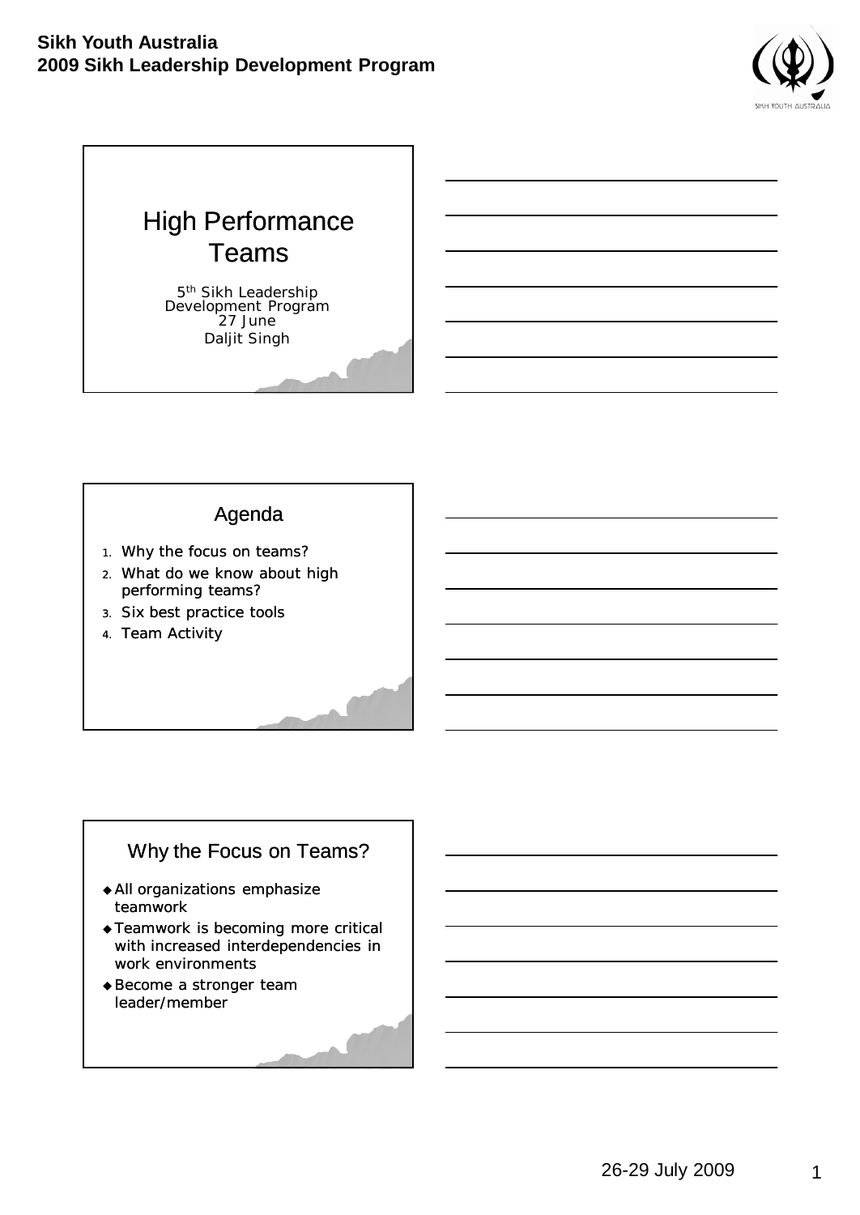# High Performance Teams

5th Sikh Leadership Development Program
27 June
Daljit Singh

## Agenda

1. Why the focus on teams?
2. What do we know about high performing teams?
3. Six best practice tools
4. Team Activity

## Why the Focus on Teams?

- All organizations emphasize teamwork
- Teamwork is becoming more critical with increased interdependencies in work environments
- Become a stronger team leader/member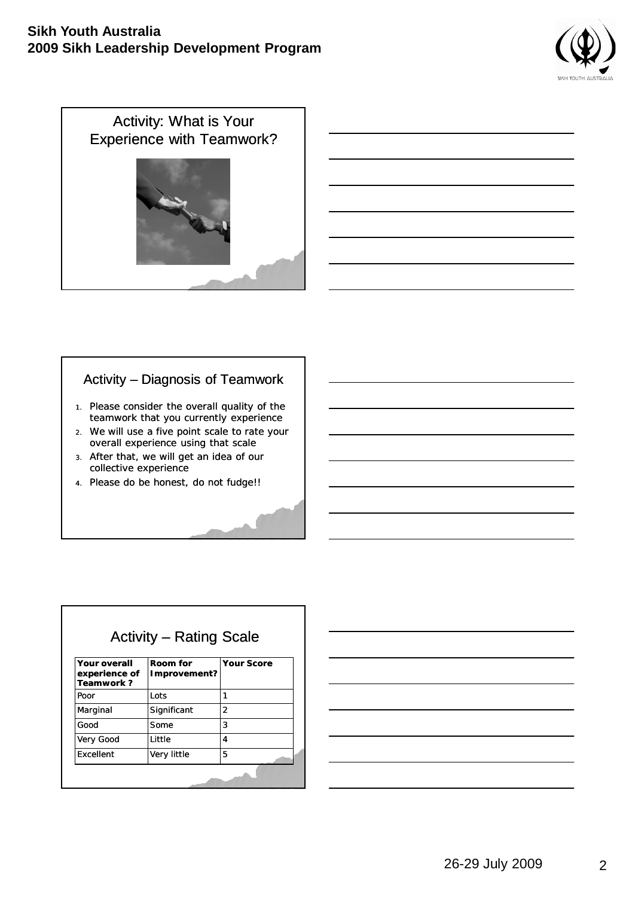## Activity: What is Your Experience with Teamwork?

## Activity – Diagnosis of Teamwork

1. Please consider the overall quality of the teamwork that you currently experience
2. We will use a five point scale to rate your overall experience using that scale
3. After that, we will get an idea of our collective experience
4. Please do be honest, do not fudge!!

## Activity – Rating Scale

| Your overall experience of Teamwork ? | Room for Improvement? | Your Score |
|---|---|---|
| Poor | Lots | 1 |
| Marginal | Significant | 2 |
| Good | Some | 3 |
| Very Good | Little | 4 |
| Excellent | Very little | 5 |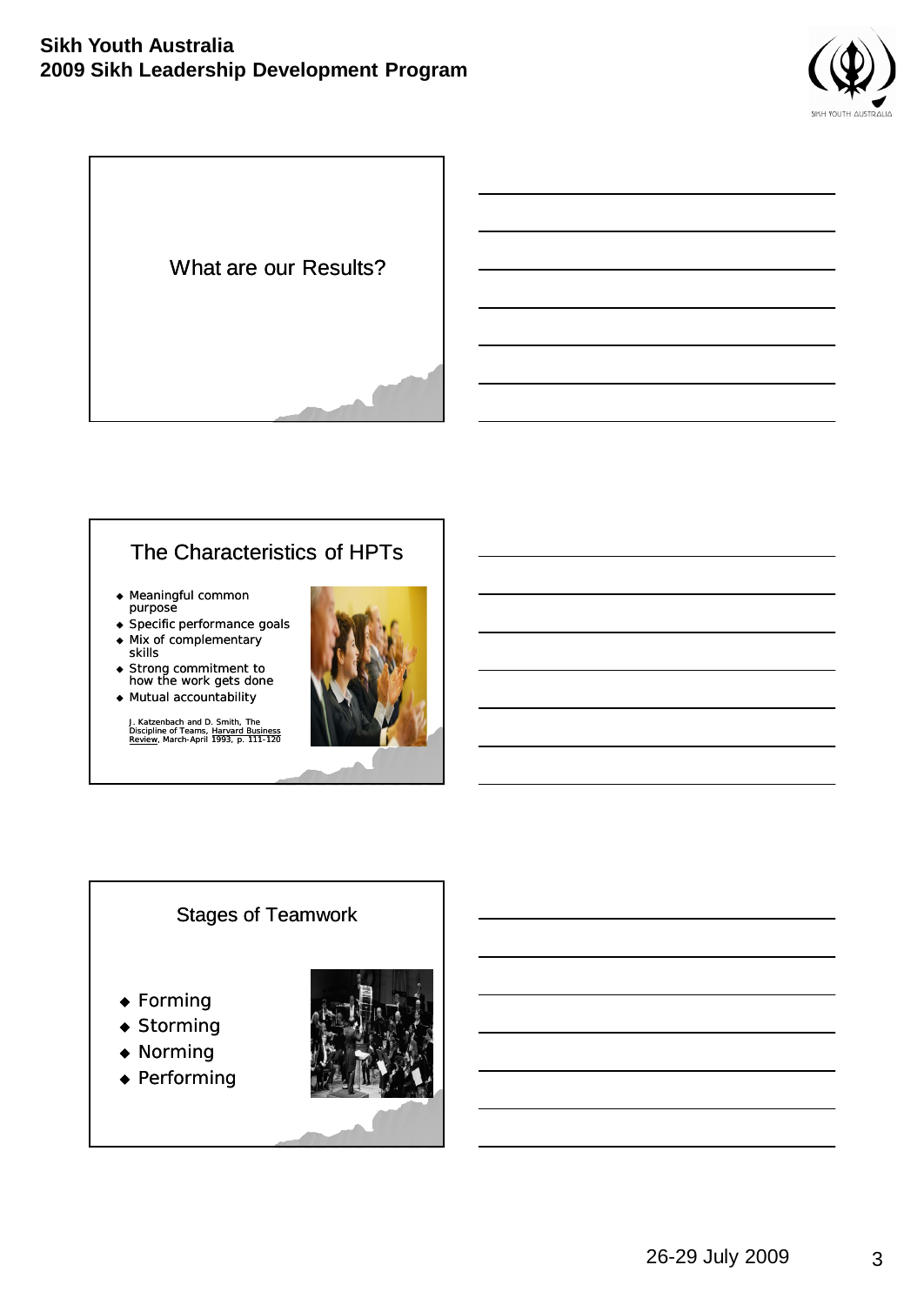## What are our Results?

## The Characteristics of HPTs

- Meaningful common purpose
- Specific performance goals
- Mix of complementary skills
- Strong commitment to how the work gets done
- Mutual accountability

J. Katzenbach and D. Smith, The Discipline of Teams, Harvard Business Review, March-April 1993, p. 111-120

## Stages of Teamwork

- Forming
- Storming
- Norming
- Performing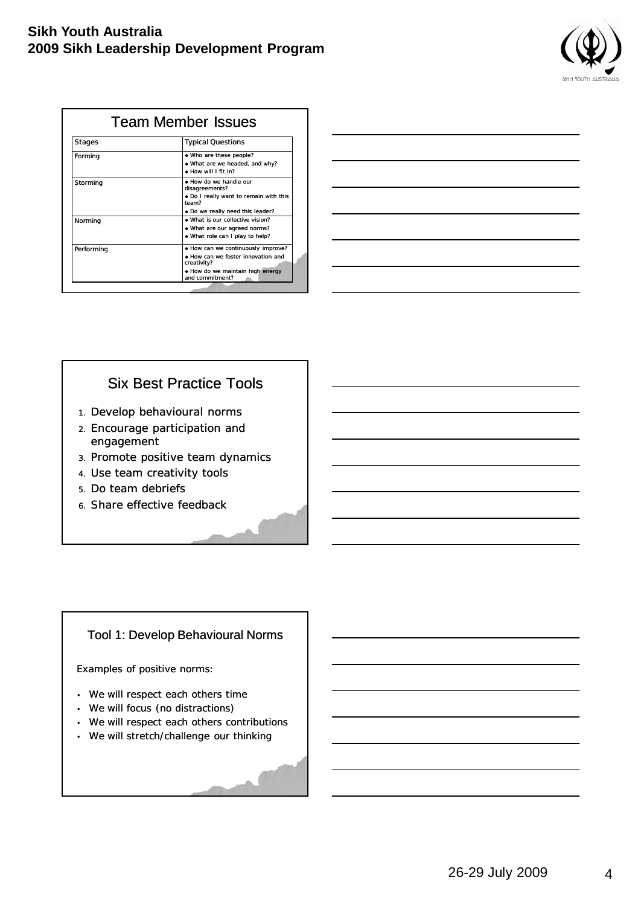## Team Member Issues

| Stages | Typical Questions |
| --- | --- |
| Forming | ◆ Who are these people?<br>◆ What are we headed, and why?<br>◆ How will I fit in? |
| Storming | ◆ How do we handle our disagreements?<br>◆ Do I really want to remain with this team?<br>◆ Do we really need this leader? |
| Norming | ◆ What is our collective vision?<br>◆ What are our agreed norms?<br>◆ What role can I play to help? |
| Performing | ◆ How can we continuously improve?<br>◆ How can we foster innovation and creativity?<br>◆ How do we maintain high energy and commitment? |

## Six Best Practice Tools

1. Develop behavioural norms
2. Encourage participation and engagement
3. Promote positive team dynamics
4. Use team creativity tools
5. Do team debriefs
6. Share effective feedback

## Tool 1: Develop Behavioural Norms

Examples of positive norms:

- We will respect each others time
- We will focus (no distractions)
- We will respect each others contributions
- We will stretch/challenge our thinking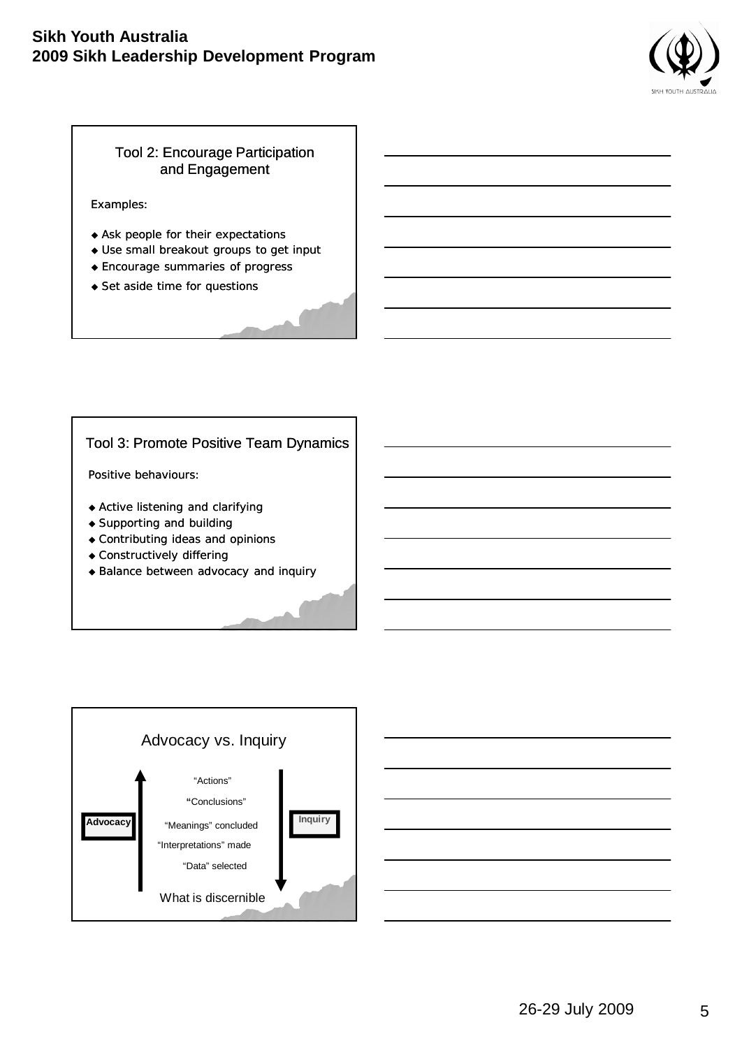## Tool 2: Encourage Participation and Engagement

Examples:

- Ask people for their expectations
- Use small breakout groups to get input
- Encourage summaries of progress
- Set aside time for questions

## Tool 3: Promote Positive Team Dynamics

Positive behaviours:

- Active listening and clarifying
- Supporting and building
- Contributing ideas and opinions
- Constructively differing
- Balance between advocacy and inquiry

## Advocacy vs. Inquiry

Advocacy ↑ / Inquiry ↓

- "Actions"
- "Conclusions"
- "Meanings" concluded
- "Interpretations" made
- "Data" selected

What is discernible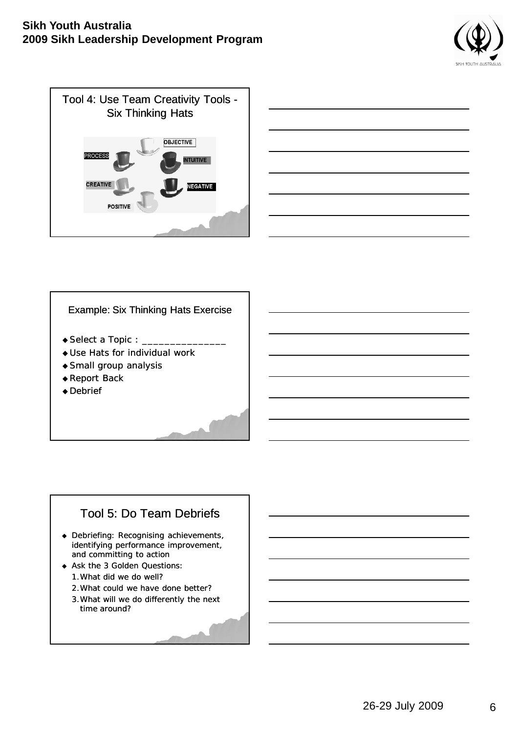## Tool 4: Use Team Creativity Tools - Six Thinking Hats

OBJECTIVE

PROCESS

INTUITIVE

CREATIVE

NEGATIVE

POSITIVE

## Example: Six Thinking Hats Exercise

- Select a Topic : _______________
- Use Hats for individual work
- Small group analysis
- Report Back
- Debrief

## Tool 5: Do Team Debriefs

- Debriefing: Recognising achievements, identifying performance improvement, and committing to action
- Ask the 3 Golden Questions:
  1. What did we do well?
  2. What could we have done better?
  3. What will we do differently the next time around?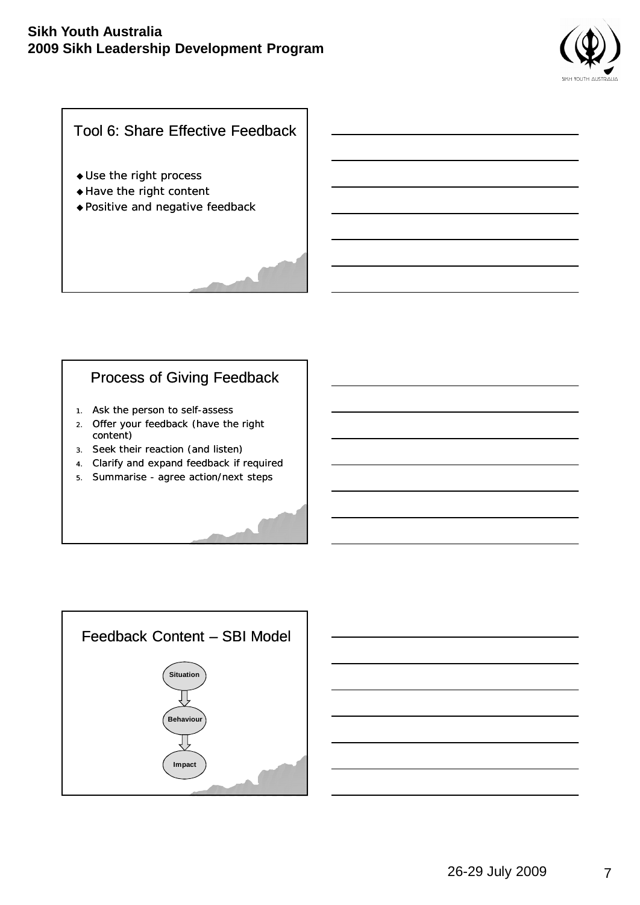## Tool 6: Share Effective Feedback

- Use the right process
- Have the right content
- Positive and negative feedback

## Process of Giving Feedback

1. Ask the person to self-assess
2. Offer your feedback (have the right content)
3. Seek their reaction (and listen)
4. Clarify and expand feedback if required
5. Summarise - agree action/next steps

## Feedback Content – SBI Model

Situation → Behaviour → Impact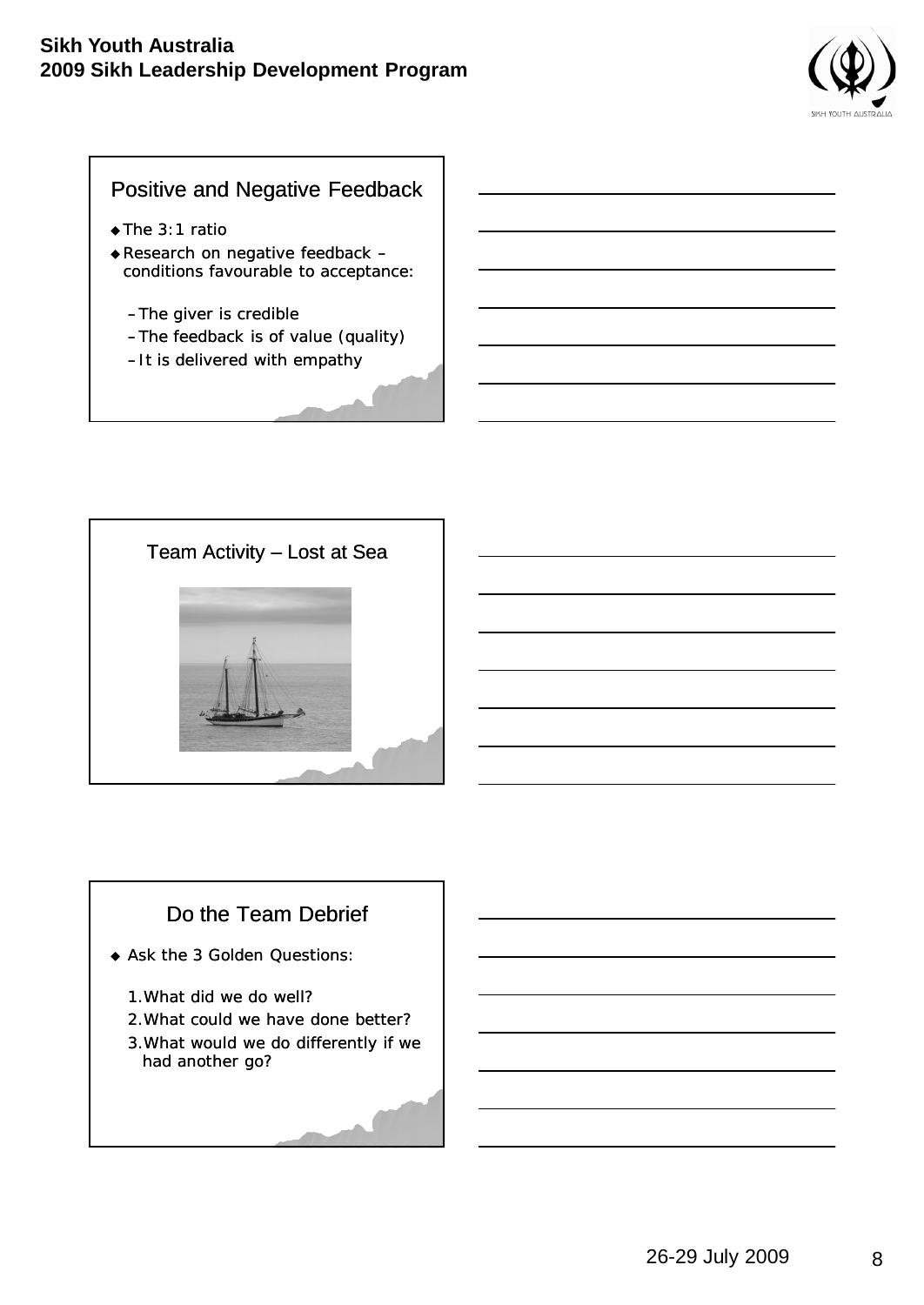## Positive and Negative Feedback

- The 3:1 ratio
- Research on negative feedback – conditions favourable to acceptance:
  - The giver is credible
  - The feedback is of value (quality)
  - It is delivered with empathy

## Team Activity – Lost at Sea

## Do the Team Debrief

- Ask the 3 Golden Questions:
  1. What did we do well?
  2. What could we have done better?
  3. What would we do differently if we had another go?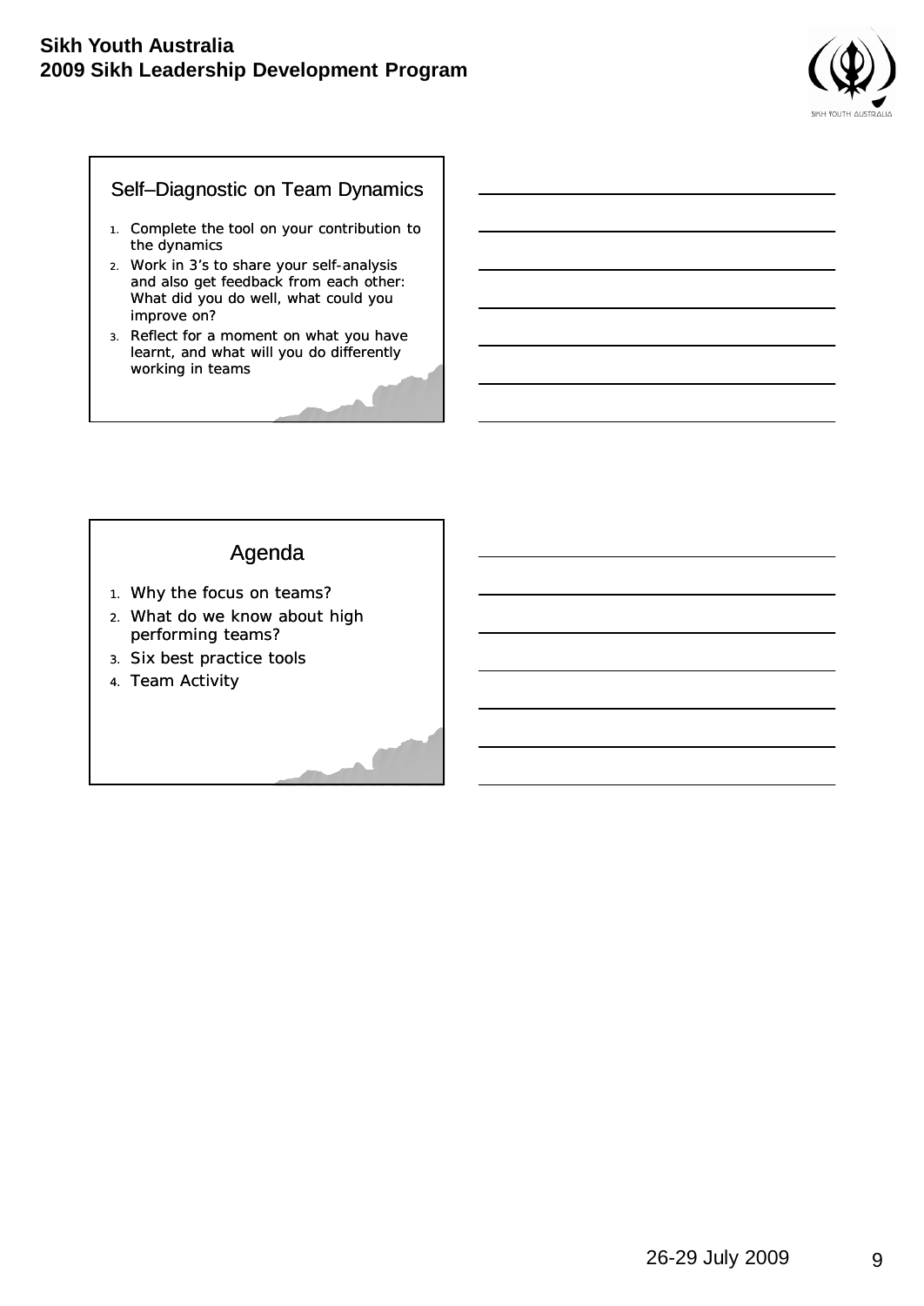## Self–Diagnostic on Team Dynamics

1. Complete the tool on your contribution to the dynamics
2. Work in 3's to share your self-analysis and also get feedback from each other: What did you do well, what could you improve on?
3. Reflect for a moment on what you have learnt, and what will you do differently working in teams

## Agenda

1. Why the focus on teams?
2. What do we know about high performing teams?
3. Six best practice tools
4. Team Activity